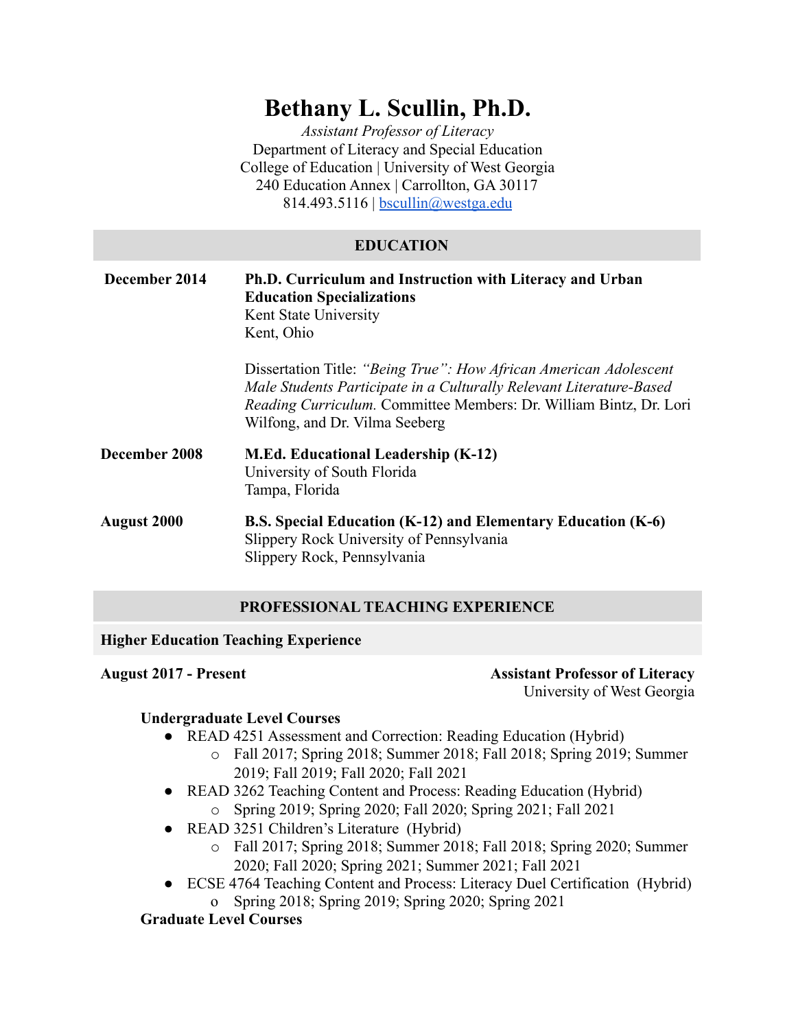# Bethany L. Scullin, Ph.D.

*Assistant Professor of Literacy*
Department of Literacy and Special Education
College of Education | University of West Georgia
240 Education Annex | Carrollton, GA 30117
814.493.5116 | bscullin@westga.edu

## EDUCATION

**December 2014** — **Ph.D. Curriculum and Instruction with Literacy and Urban Education Specializations**
Kent State University
Kent, Ohio

Dissertation Title: *"Being True": How African American Adolescent Male Students Participate in a Culturally Relevant Literature-Based Reading Curriculum.* Committee Members: Dr. William Bintz, Dr. Lori Wilfong, and Dr. Vilma Seeberg

**December 2008** — **M.Ed. Educational Leadership (K-12)**
University of South Florida
Tampa, Florida

**August 2000** — **B.S. Special Education (K-12) and Elementary Education (K-6)**
Slippery Rock University of Pennsylvania
Slippery Rock, Pennsylvania

## PROFESSIONAL TEACHING EXPERIENCE

### Higher Education Teaching Experience

**August 2017 - Present** — **Assistant Professor of Literacy**
University of West Georgia

**Undergraduate Level Courses**

- READ 4251 Assessment and Correction: Reading Education (Hybrid)
  - Fall 2017; Spring 2018; Summer 2018; Fall 2018; Spring 2019; Summer 2019; Fall 2019; Fall 2020; Fall 2021
- READ 3262 Teaching Content and Process: Reading Education (Hybrid)
  - Spring 2019; Spring 2020; Fall 2020; Spring 2021; Fall 2021
- READ 3251 Children's Literature (Hybrid)
  - Fall 2017; Spring 2018; Summer 2018; Fall 2018; Spring 2020; Summer 2020; Fall 2020; Spring 2021; Summer 2021; Fall 2021
- ECSE 4764 Teaching Content and Process: Literacy Duel Certification (Hybrid)
  - Spring 2018; Spring 2019; Spring 2020; Spring 2021

**Graduate Level Courses**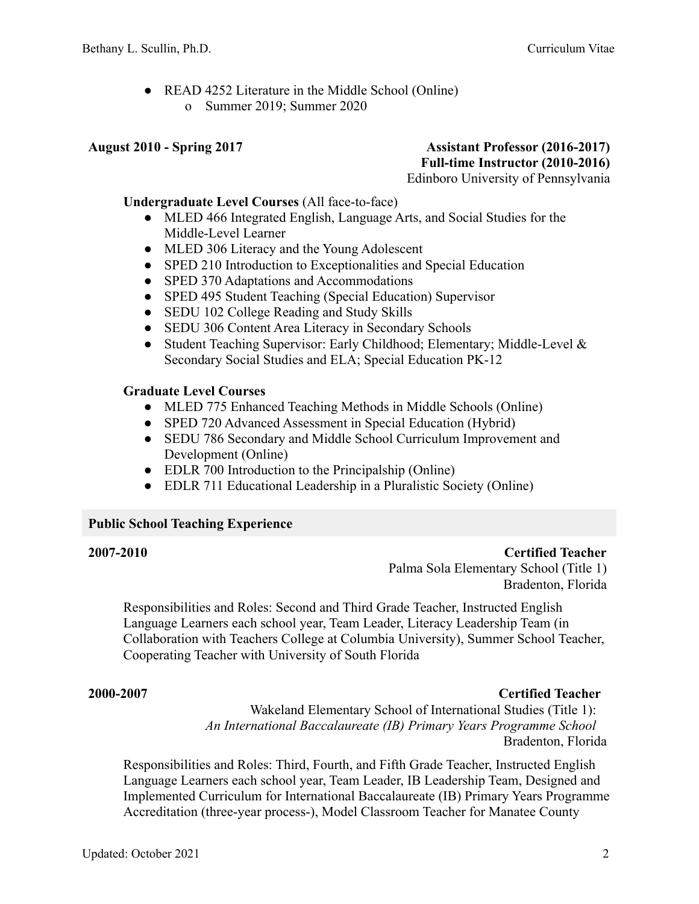- READ 4252 Literature in the Middle School (Online)
  - Summer 2019; Summer 2020

**August 2010 - Spring 2017**

**Assistant Professor (2016-2017)**
**Full-time Instructor (2010-2016)**
Edinboro University of Pennsylvania

**Undergraduate Level Courses** (All face-to-face)

- MLED 466 Integrated English, Language Arts, and Social Studies for the Middle-Level Learner
- MLED 306 Literacy and the Young Adolescent
- SPED 210 Introduction to Exceptionalities and Special Education
- SPED 370 Adaptations and Accommodations
- SPED 495 Student Teaching (Special Education) Supervisor
- SEDU 102 College Reading and Study Skills
- SEDU 306 Content Area Literacy in Secondary Schools
- Student Teaching Supervisor: Early Childhood; Elementary; Middle-Level & Secondary Social Studies and ELA; Special Education PK-12

**Graduate Level Courses**

- MLED 775 Enhanced Teaching Methods in Middle Schools (Online)
- SPED 720 Advanced Assessment in Special Education (Hybrid)
- SEDU 786 Secondary and Middle School Curriculum Improvement and Development (Online)
- EDLR 700 Introduction to the Principalship (Online)
- EDLR 711 Educational Leadership in a Pluralistic Society (Online)

## Public School Teaching Experience

**2007-2010**

**Certified Teacher**
Palma Sola Elementary School (Title 1)
Bradenton, Florida

Responsibilities and Roles: Second and Third Grade Teacher, Instructed English Language Learners each school year, Team Leader, Literacy Leadership Team (in Collaboration with Teachers College at Columbia University), Summer School Teacher, Cooperating Teacher with University of South Florida

**2000-2007**

**Certified Teacher**
Wakeland Elementary School of International Studies (Title 1):
*An International Baccalaureate (IB) Primary Years Programme School*
Bradenton, Florida

Responsibilities and Roles: Third, Fourth, and Fifth Grade Teacher, Instructed English Language Learners each school year, Team Leader, IB Leadership Team, Designed and Implemented Curriculum for International Baccalaureate (IB) Primary Years Programme Accreditation (three-year process-), Model Classroom Teacher for Manatee County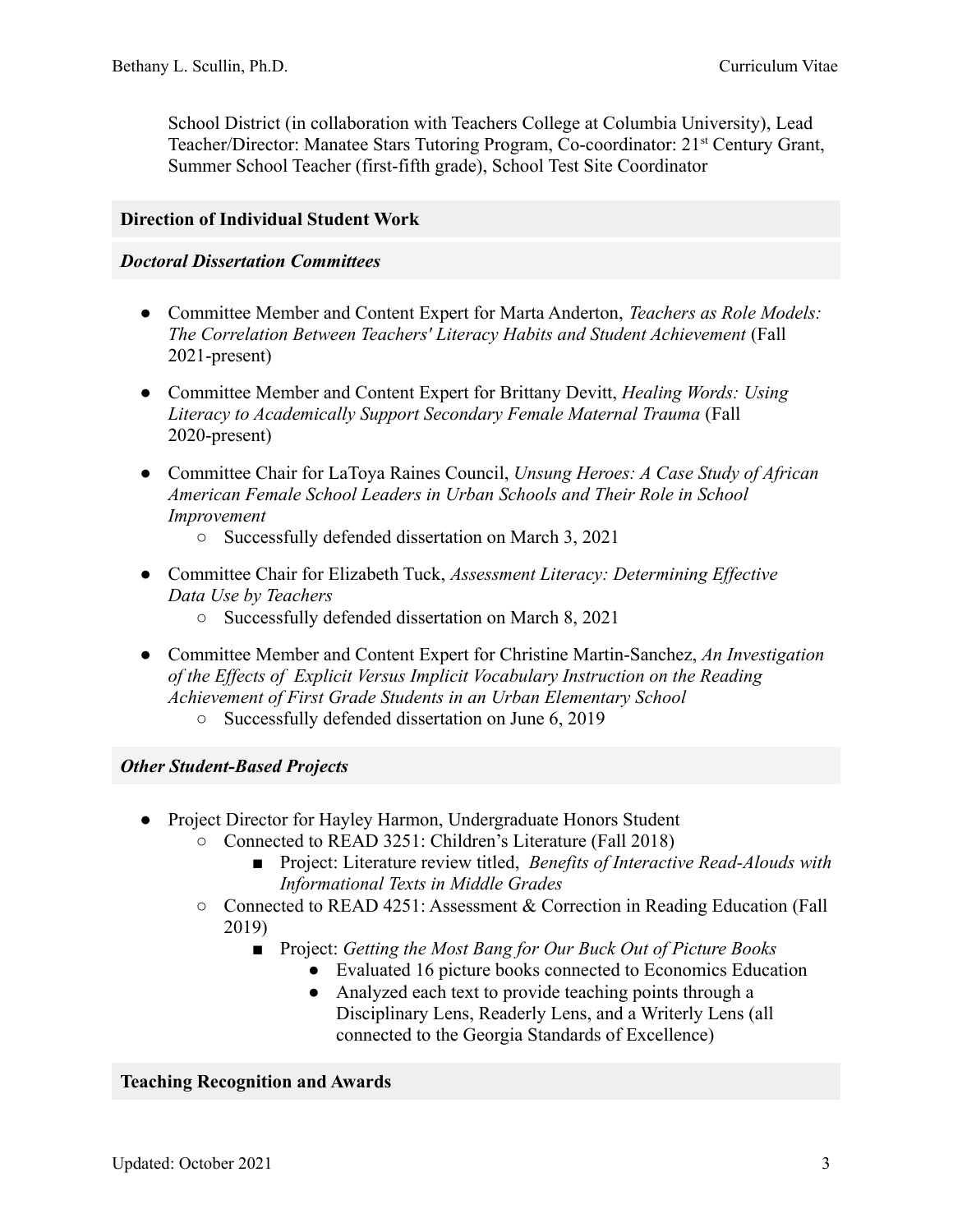School District (in collaboration with Teachers College at Columbia University), Lead Teacher/Director: Manatee Stars Tutoring Program, Co-coordinator: 21st Century Grant, Summer School Teacher (first-fifth grade), School Test Site Coordinator

## Direction of Individual Student Work

### *Doctoral Dissertation Committees*

- Committee Member and Content Expert for Marta Anderton, *Teachers as Role Models: The Correlation Between Teachers' Literacy Habits and Student Achievement* (Fall 2021-present)
- Committee Member and Content Expert for Brittany Devitt, *Healing Words: Using Literacy to Academically Support Secondary Female Maternal Trauma* (Fall 2020-present)
- Committee Chair for LaToya Raines Council, *Unsung Heroes: A Case Study of African American Female School Leaders in Urban Schools and Their Role in School Improvement*
  - Successfully defended dissertation on March 3, 2021
- Committee Chair for Elizabeth Tuck, *Assessment Literacy: Determining Effective Data Use by Teachers*
  - Successfully defended dissertation on March 8, 2021
- Committee Member and Content Expert for Christine Martin-Sanchez, *An Investigation of the Effects of Explicit Versus Implicit Vocabulary Instruction on the Reading Achievement of First Grade Students in an Urban Elementary School*
  - Successfully defended dissertation on June 6, 2019

### *Other Student-Based Projects*

- Project Director for Hayley Harmon, Undergraduate Honors Student
  - Connected to READ 3251: Children's Literature (Fall 2018)
    - Project: Literature review titled, *Benefits of Interactive Read-Alouds with Informational Texts in Middle Grades*
  - Connected to READ 4251: Assessment & Correction in Reading Education (Fall 2019)
    - Project: *Getting the Most Bang for Our Buck Out of Picture Books*
      - Evaluated 16 picture books connected to Economics Education
      - Analyzed each text to provide teaching points through a Disciplinary Lens, Readerly Lens, and a Writerly Lens (all connected to the Georgia Standards of Excellence)

## Teaching Recognition and Awards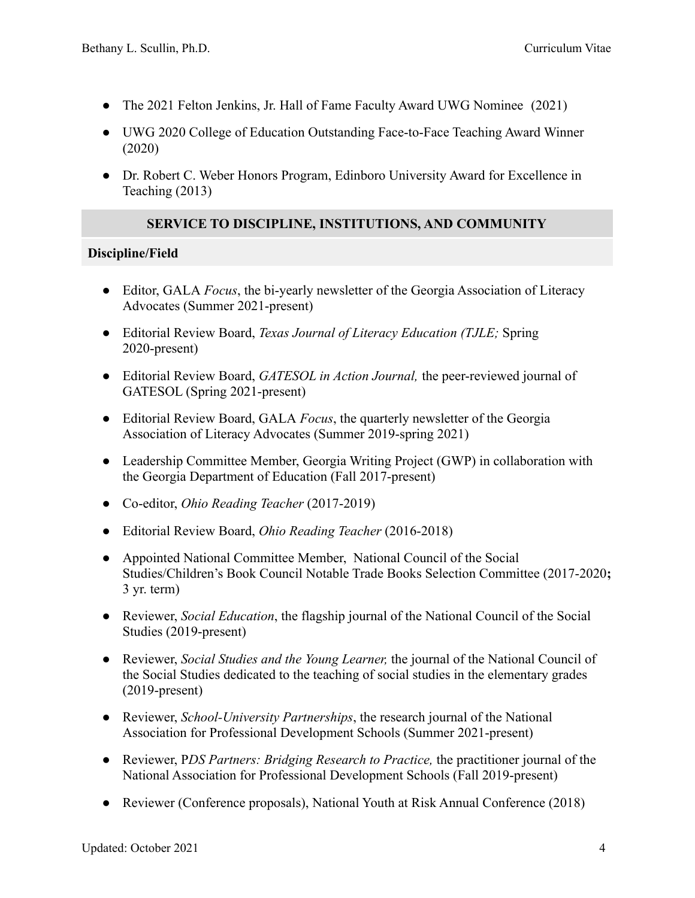- The 2021 Felton Jenkins, Jr. Hall of Fame Faculty Award UWG Nominee (2021)
- UWG 2020 College of Education Outstanding Face-to-Face Teaching Award Winner (2020)
- Dr. Robert C. Weber Honors Program, Edinboro University Award for Excellence in Teaching (2013)

## SERVICE TO DISCIPLINE, INSTITUTIONS, AND COMMUNITY

### Discipline/Field

- Editor, GALA *Focus*, the bi-yearly newsletter of the Georgia Association of Literacy Advocates (Summer 2021-present)
- Editorial Review Board, *Texas Journal of Literacy Education (TJLE;* Spring 2020-present)
- Editorial Review Board, *GATESOL in Action Journal,* the peer-reviewed journal of GATESOL (Spring 2021-present)
- Editorial Review Board, GALA *Focus*, the quarterly newsletter of the Georgia Association of Literacy Advocates (Summer 2019-spring 2021)
- Leadership Committee Member, Georgia Writing Project (GWP) in collaboration with the Georgia Department of Education (Fall 2017-present)
- Co-editor, *Ohio Reading Teacher* (2017-2019)
- Editorial Review Board, *Ohio Reading Teacher* (2016-2018)
- Appointed National Committee Member, National Council of the Social Studies/Children's Book Council Notable Trade Books Selection Committee (2017-2020**;** 3 yr. term)
- Reviewer, *Social Education*, the flagship journal of the National Council of the Social Studies (2019-present)
- Reviewer, *Social Studies and the Young Learner,* the journal of the National Council of the Social Studies dedicated to the teaching of social studies in the elementary grades (2019-present)
- Reviewer, *School-University Partnerships*, the research journal of the National Association for Professional Development Schools (Summer 2021-present)
- Reviewer, P*DS Partners: Bridging Research to Practice,* the practitioner journal of the National Association for Professional Development Schools (Fall 2019-present)
- Reviewer (Conference proposals), National Youth at Risk Annual Conference (2018)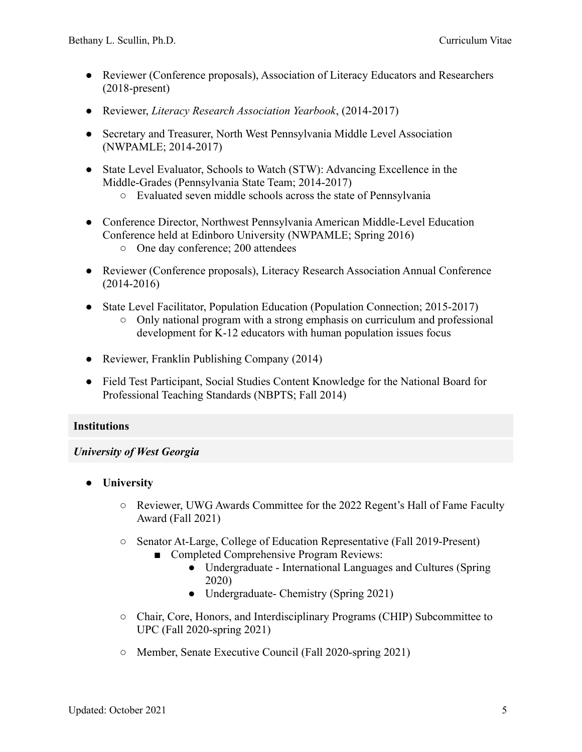- Reviewer (Conference proposals), Association of Literacy Educators and Researchers (2018-present)
- Reviewer, *Literacy Research Association Yearbook*, (2014-2017)
- Secretary and Treasurer, North West Pennsylvania Middle Level Association (NWPAMLE; 2014-2017)
- State Level Evaluator, Schools to Watch (STW): Advancing Excellence in the Middle-Grades (Pennsylvania State Team; 2014-2017)
  - Evaluated seven middle schools across the state of Pennsylvania
- Conference Director, Northwest Pennsylvania American Middle-Level Education Conference held at Edinboro University (NWPAMLE; Spring 2016)
  - One day conference; 200 attendees
- Reviewer (Conference proposals), Literacy Research Association Annual Conference (2014-2016)
- State Level Facilitator, Population Education (Population Connection; 2015-2017)
  - Only national program with a strong emphasis on curriculum and professional development for K-12 educators with human population issues focus
- Reviewer, Franklin Publishing Company (2014)
- Field Test Participant, Social Studies Content Knowledge for the National Board for Professional Teaching Standards (NBPTS; Fall 2014)

## Institutions

### *University of West Georgia*

- **University**
  - Reviewer, UWG Awards Committee for the 2022 Regent's Hall of Fame Faculty Award (Fall 2021)
  - Senator At-Large, College of Education Representative (Fall 2019-Present)
    - Completed Comprehensive Program Reviews:
      - Undergraduate - International Languages and Cultures (Spring 2020)
      - Undergraduate- Chemistry (Spring 2021)
  - Chair, Core, Honors, and Interdisciplinary Programs (CHIP) Subcommittee to UPC (Fall 2020-spring 2021)
  - Member, Senate Executive Council (Fall 2020-spring 2021)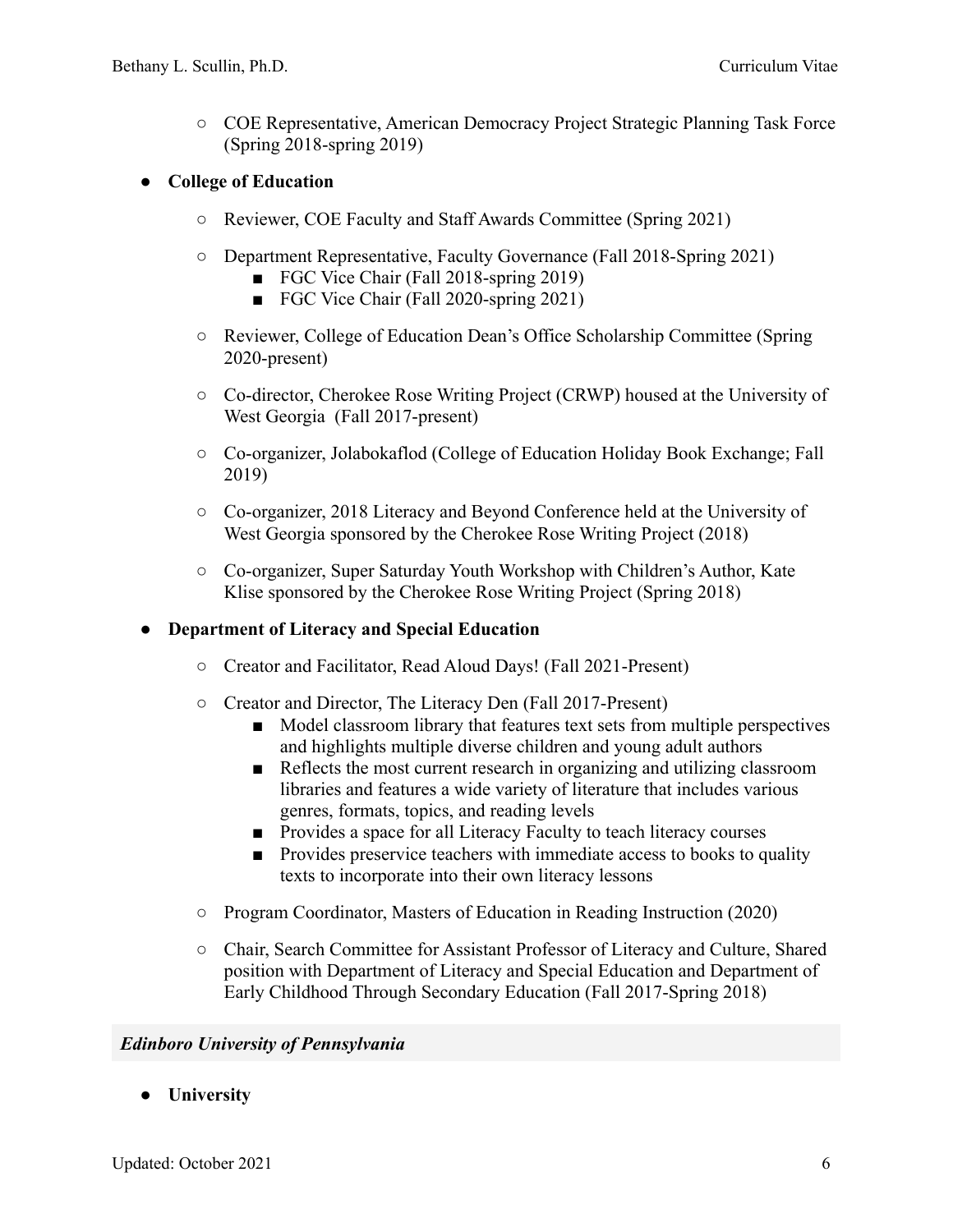- COE Representative, American Democracy Project Strategic Planning Task Force (Spring 2018-spring 2019)

- **College of Education**

  - Reviewer, COE Faculty and Staff Awards Committee (Spring 2021)

  - Department Representative, Faculty Governance (Fall 2018-Spring 2021)
    - FGC Vice Chair (Fall 2018-spring 2019)
    - FGC Vice Chair (Fall 2020-spring 2021)

  - Reviewer, College of Education Dean's Office Scholarship Committee (Spring 2020-present)

  - Co-director, Cherokee Rose Writing Project (CRWP) housed at the University of West Georgia (Fall 2017-present)

  - Co-organizer, Jolabokaflod (College of Education Holiday Book Exchange; Fall 2019)

  - Co-organizer, 2018 Literacy and Beyond Conference held at the University of West Georgia sponsored by the Cherokee Rose Writing Project (2018)

  - Co-organizer, Super Saturday Youth Workshop with Children's Author, Kate Klise sponsored by the Cherokee Rose Writing Project (Spring 2018)

- **Department of Literacy and Special Education**

  - Creator and Facilitator, Read Aloud Days! (Fall 2021-Present)

  - Creator and Director, The Literacy Den (Fall 2017-Present)
    - Model classroom library that features text sets from multiple perspectives and highlights multiple diverse children and young adult authors
    - Reflects the most current research in organizing and utilizing classroom libraries and features a wide variety of literature that includes various genres, formats, topics, and reading levels
    - Provides a space for all Literacy Faculty to teach literacy courses
    - Provides preservice teachers with immediate access to books to quality texts to incorporate into their own literacy lessons

  - Program Coordinator, Masters of Education in Reading Instruction (2020)

  - Chair, Search Committee for Assistant Professor of Literacy and Culture, Shared position with Department of Literacy and Special Education and Department of Early Childhood Through Secondary Education (Fall 2017-Spring 2018)

### *Edinboro University of Pennsylvania*

- **University**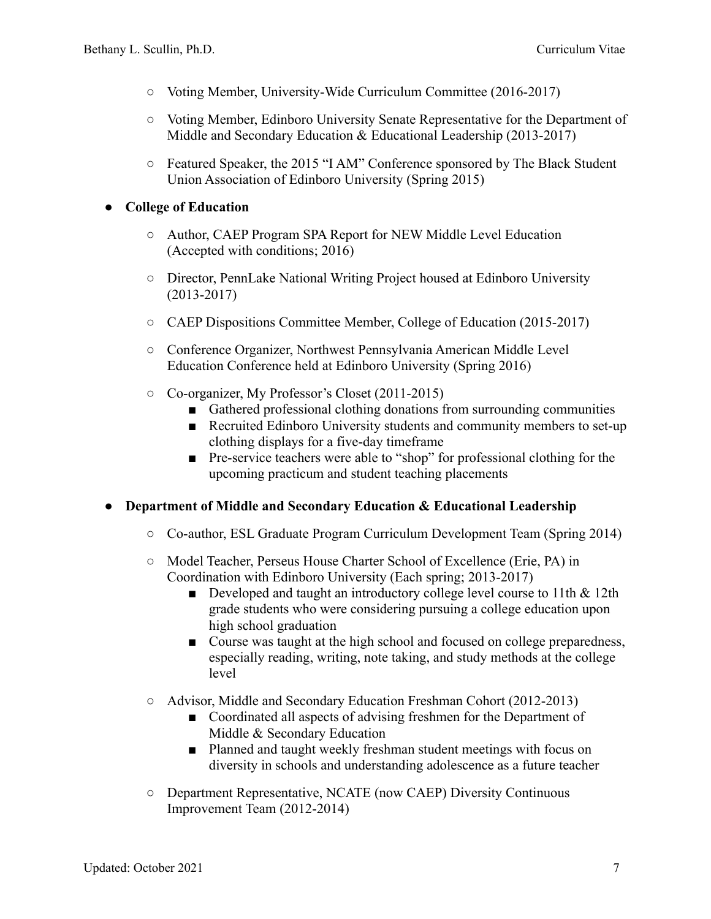- Voting Member, University-Wide Curriculum Committee (2016-2017)
- Voting Member, Edinboro University Senate Representative for the Department of Middle and Secondary Education & Educational Leadership (2013-2017)
- Featured Speaker, the 2015 "I AM" Conference sponsored by The Black Student Union Association of Edinboro University (Spring 2015)

- **College of Education**
  - Author, CAEP Program SPA Report for NEW Middle Level Education (Accepted with conditions; 2016)
  - Director, PennLake National Writing Project housed at Edinboro University (2013-2017)
  - CAEP Dispositions Committee Member, College of Education (2015-2017)
  - Conference Organizer, Northwest Pennsylvania American Middle Level Education Conference held at Edinboro University (Spring 2016)
  - Co-organizer, My Professor's Closet (2011-2015)
    - Gathered professional clothing donations from surrounding communities
    - Recruited Edinboro University students and community members to set-up clothing displays for a five-day timeframe
    - Pre-service teachers were able to "shop" for professional clothing for the upcoming practicum and student teaching placements

- **Department of Middle and Secondary Education & Educational Leadership**
  - Co-author, ESL Graduate Program Curriculum Development Team (Spring 2014)
  - Model Teacher, Perseus House Charter School of Excellence (Erie, PA) in Coordination with Edinboro University (Each spring; 2013-2017)
    - Developed and taught an introductory college level course to 11th & 12th grade students who were considering pursuing a college education upon high school graduation
    - Course was taught at the high school and focused on college preparedness, especially reading, writing, note taking, and study methods at the college level
  - Advisor, Middle and Secondary Education Freshman Cohort (2012-2013)
    - Coordinated all aspects of advising freshmen for the Department of Middle & Secondary Education
    - Planned and taught weekly freshman student meetings with focus on diversity in schools and understanding adolescence as a future teacher
  - Department Representative, NCATE (now CAEP) Diversity Continuous Improvement Team (2012-2014)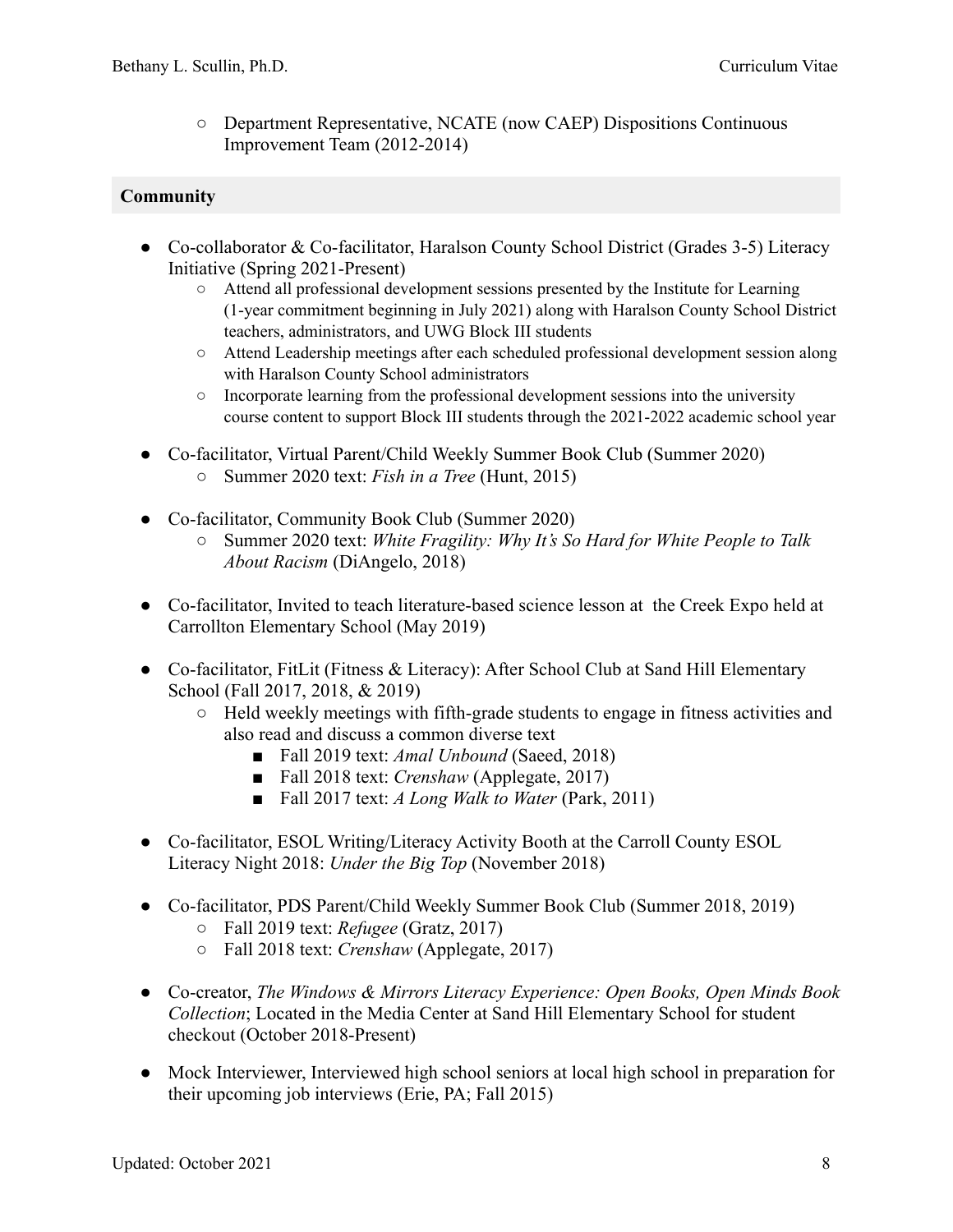- Department Representative, NCATE (now CAEP) Dispositions Continuous Improvement Team (2012-2014)

## Community

- Co-collaborator & Co-facilitator, Haralson County School District (Grades 3-5) Literacy Initiative (Spring 2021-Present)
  - Attend all professional development sessions presented by the Institute for Learning (1-year commitment beginning in July 2021) along with Haralson County School District teachers, administrators, and UWG Block III students
  - Attend Leadership meetings after each scheduled professional development session along with Haralson County School administrators
  - Incorporate learning from the professional development sessions into the university course content to support Block III students through the 2021-2022 academic school year

- Co-facilitator, Virtual Parent/Child Weekly Summer Book Club (Summer 2020)
  - Summer 2020 text: *Fish in a Tree* (Hunt, 2015)

- Co-facilitator, Community Book Club (Summer 2020)
  - Summer 2020 text: *White Fragility: Why It's So Hard for White People to Talk About Racism* (DiAngelo, 2018)

- Co-facilitator, Invited to teach literature-based science lesson at the Creek Expo held at Carrollton Elementary School (May 2019)

- Co-facilitator, FitLit (Fitness & Literacy): After School Club at Sand Hill Elementary School (Fall 2017, 2018, & 2019)
  - Held weekly meetings with fifth-grade students to engage in fitness activities and also read and discuss a common diverse text
    - Fall 2019 text: *Amal Unbound* (Saeed, 2018)
    - Fall 2018 text: *Crenshaw* (Applegate, 2017)
    - Fall 2017 text: *A Long Walk to Water* (Park, 2011)

- Co-facilitator, ESOL Writing/Literacy Activity Booth at the Carroll County ESOL Literacy Night 2018: *Under the Big Top* (November 2018)

- Co-facilitator, PDS Parent/Child Weekly Summer Book Club (Summer 2018, 2019)
  - Fall 2019 text: *Refugee* (Gratz, 2017)
  - Fall 2018 text: *Crenshaw* (Applegate, 2017)

- Co-creator, *The Windows & Mirrors Literacy Experience: Open Books, Open Minds Book Collection*; Located in the Media Center at Sand Hill Elementary School for student checkout (October 2018-Present)

- Mock Interviewer, Interviewed high school seniors at local high school in preparation for their upcoming job interviews (Erie, PA; Fall 2015)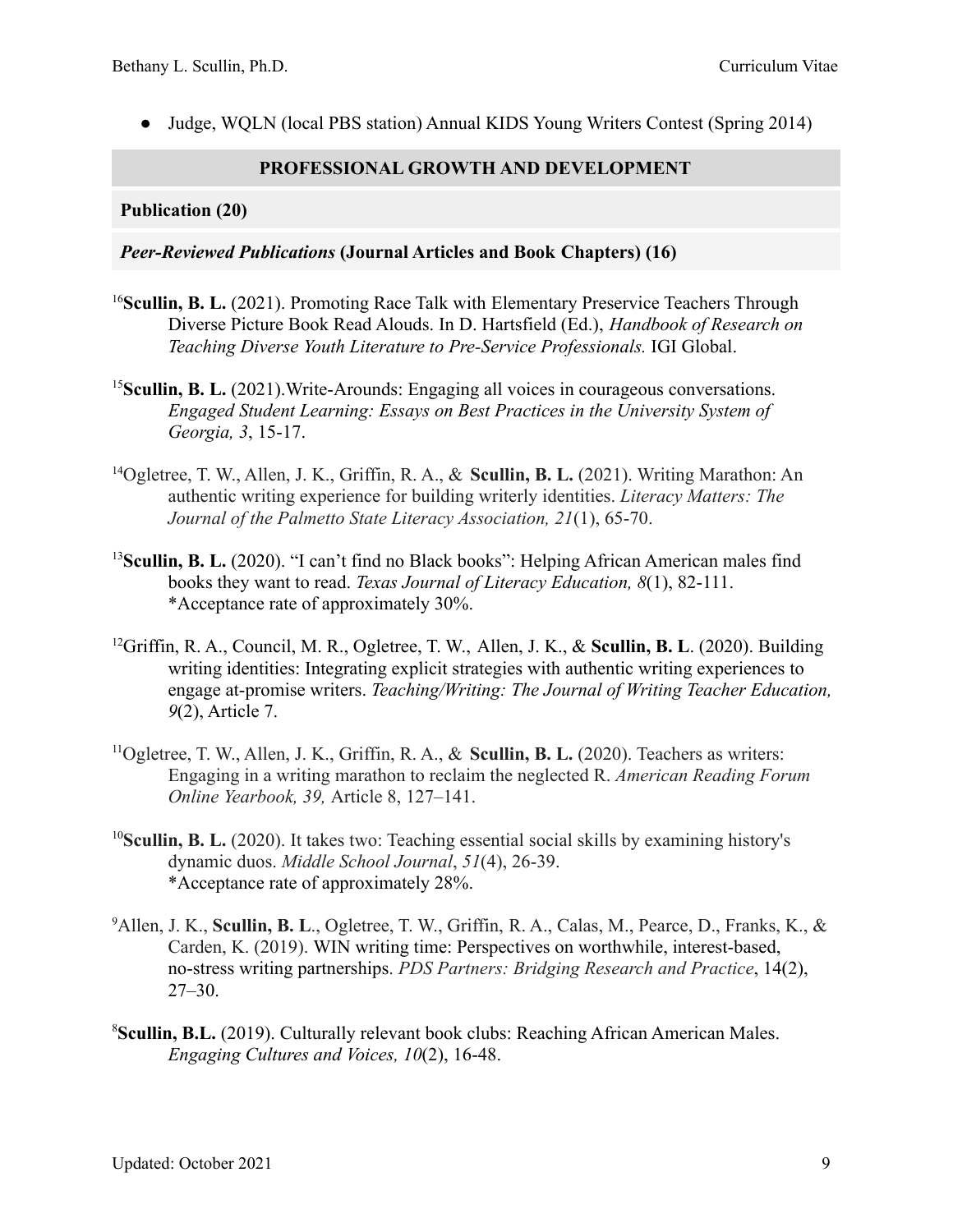- Judge, WQLN (local PBS station) Annual KIDS Young Writers Contest (Spring 2014)

## PROFESSIONAL GROWTH AND DEVELOPMENT

### Publication (20)

### *Peer-Reviewed Publications* (Journal Articles and Book Chapters) (16)

[16]**Scullin, B. L.** (2021). Promoting Race Talk with Elementary Preservice Teachers Through Diverse Picture Book Read Alouds. In D. Hartsfield (Ed.), *Handbook of Research on Teaching Diverse Youth Literature to Pre-Service Professionals.* IGI Global.

[15]**Scullin, B. L.** (2021).Write-Arounds: Engaging all voices in courageous conversations. *Engaged Student Learning: Essays on Best Practices in the University System of Georgia, 3*, 15-17.

[14]Ogletree, T. W., Allen, J. K., Griffin, R. A., & **Scullin, B. L.** (2021). Writing Marathon: An authentic writing experience for building writerly identities. *Literacy Matters: The Journal of the Palmetto State Literacy Association, 21*(1), 65-70.

[13]**Scullin, B. L.** (2020). "I can't find no Black books": Helping African American males find books they want to read. *Texas Journal of Literacy Education, 8*(1), 82-111. *Acceptance rate of approximately 30%.

[12]Griffin, R. A., Council, M. R., Ogletree, T. W., Allen, J. K., & **Scullin, B. L**. (2020). Building writing identities: Integrating explicit strategies with authentic writing experiences to engage at-promise writers. *Teaching/Writing: The Journal of Writing Teacher Education, 9*(2), Article 7.

[11]Ogletree, T. W., Allen, J. K., Griffin, R. A., & **Scullin, B. L.** (2020). Teachers as writers: Engaging in a writing marathon to reclaim the neglected R. *American Reading Forum Online Yearbook, 39,* Article 8, 127–141.

[10]**Scullin, B. L.** (2020). It takes two: Teaching essential social skills by examining history's dynamic duos. *Middle School Journal*, *51*(4), 26-39. *Acceptance rate of approximately 28%.

[9]Allen, J. K., **Scullin, B. L**., Ogletree, T. W., Griffin, R. A., Calas, M., Pearce, D., Franks, K., & Carden, K. (2019). WIN writing time: Perspectives on worthwhile, interest-based, no-stress writing partnerships. *PDS Partners: Bridging Research and Practice*, 14(2), 27–30.

[8]**Scullin, B.L.** (2019). Culturally relevant book clubs: Reaching African American Males. *Engaging Cultures and Voices, 10*(2), 16-48.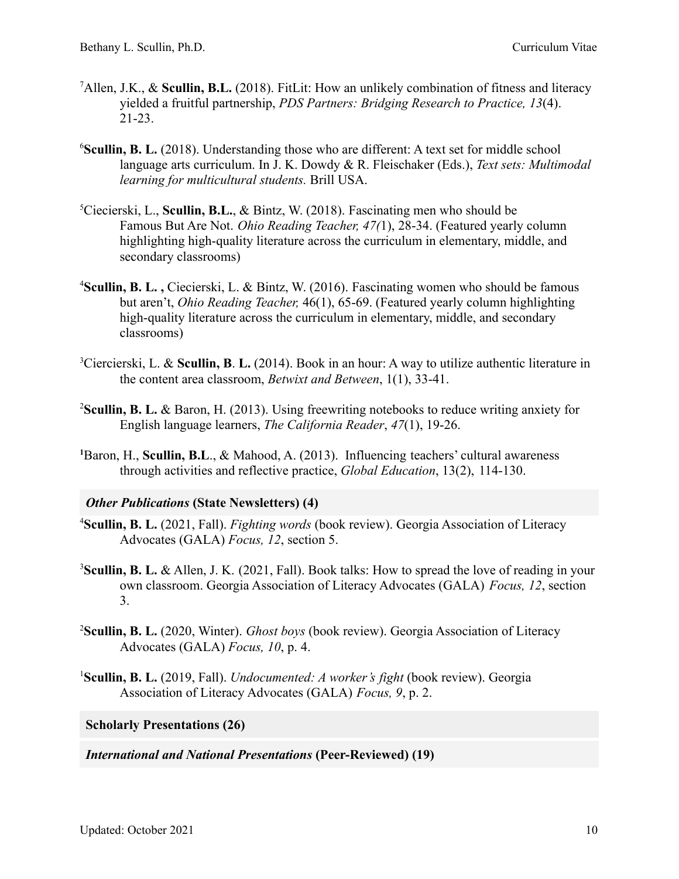[7]Allen, J.K., & **Scullin, B.L.** (2018). FitLit: How an unlikely combination of fitness and literacy yielded a fruitful partnership, *PDS Partners: Bridging Research to Practice, 13*(4). 21-23.

[6]**Scullin, B. L.** (2018). Understanding those who are different: A text set for middle school language arts curriculum. In J. K. Dowdy & R. Fleischaker (Eds.), *Text sets: Multimodal learning for multicultural students.* Brill USA.

[5]Ciecierski, L., **Scullin, B.L.**, & Bintz, W. (2018). Fascinating men who should be Famous But Are Not. *Ohio Reading Teacher, 47(*1), 28-34. (Featured yearly column highlighting high-quality literature across the curriculum in elementary, middle, and secondary classrooms)

[4]**Scullin, B. L. ,** Ciecierski, L. & Bintz, W. (2016). Fascinating women who should be famous but aren't, *Ohio Reading Teacher,* 46(1), 65-69. (Featured yearly column highlighting high-quality literature across the curriculum in elementary, middle, and secondary classrooms)

[3]Ciercierski, L. & **Scullin, B**. **L.** (2014). Book in an hour: A way to utilize authentic literature in the content area classroom, *Betwixt and Between*, 1(1), 33-41.

[2]**Scullin, B. L.** & Baron, H. (2013). Using freewriting notebooks to reduce writing anxiety for English language learners, *The California Reader*, *47*(1), 19-26.

[1]Baron, H., **Scullin, B.L**., & Mahood, A. (2013). Influencing teachers' cultural awareness through activities and reflective practice, *Global Education*, 13(2), 114-130.

### *Other Publications* (State Newsletters) (4)

[4]**Scullin, B. L.** (2021, Fall). *Fighting words* (book review). Georgia Association of Literacy Advocates (GALA) *Focus, 12*, section 5.

[3]**Scullin, B. L.** & Allen, J. K. (2021, Fall). Book talks: How to spread the love of reading in your own classroom. Georgia Association of Literacy Advocates (GALA) *Focus, 12*, section 3.

[2]**Scullin, B. L.** (2020, Winter). *Ghost boys* (book review). Georgia Association of Literacy Advocates (GALA) *Focus, 10*, p. 4.

[1]**Scullin, B. L.** (2019, Fall). *Undocumented: A worker's fight* (book review). Georgia Association of Literacy Advocates (GALA) *Focus, 9*, p. 2.

## Scholarly Presentations (26)

### *International and National Presentations* (Peer-Reviewed) (19)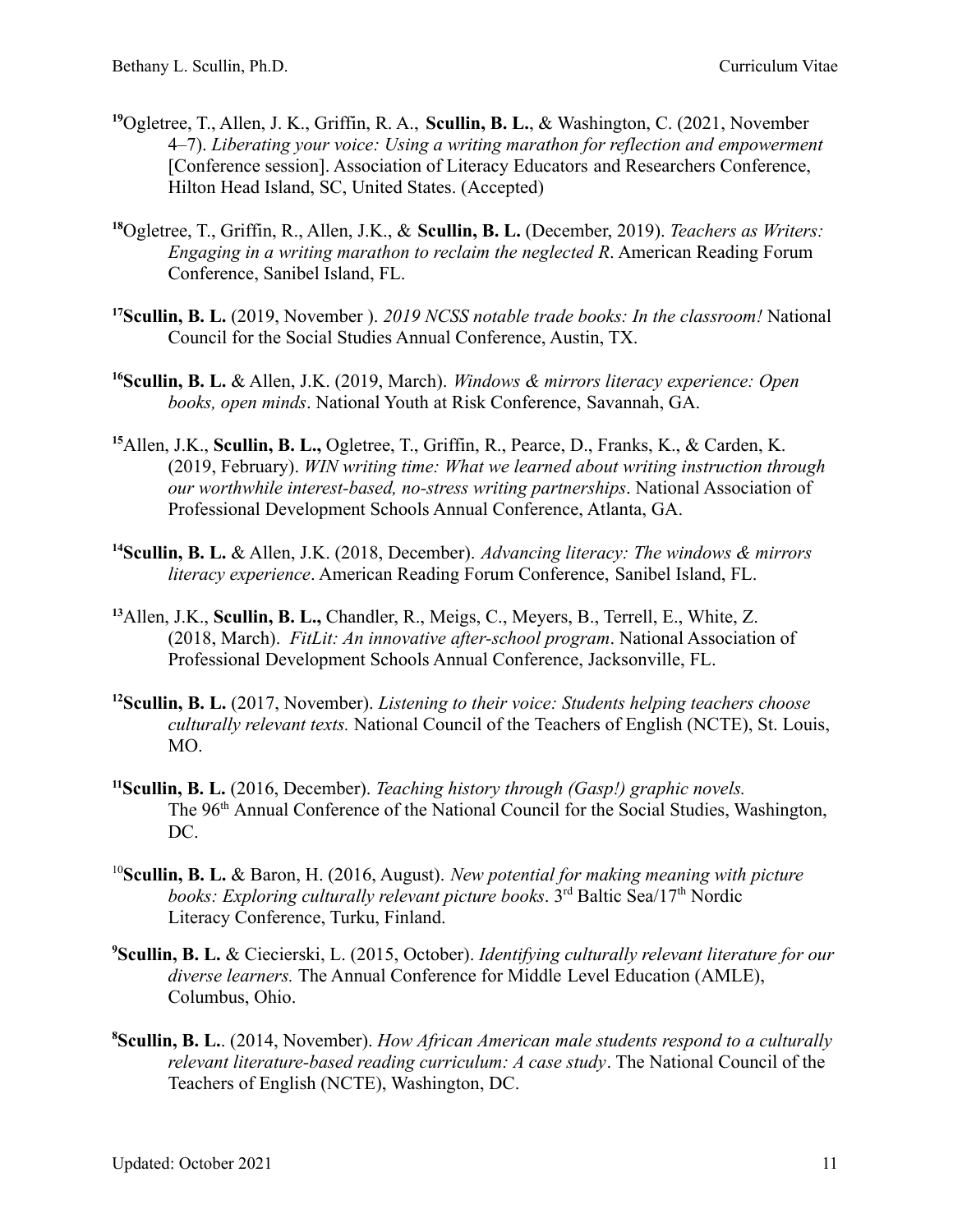[19]Ogletree, T., Allen, J. K., Griffin, R. A., **Scullin, B. L.**, & Washington, C. (2021, November 4–7). *Liberating your voice: Using a writing marathon for reflection and empowerment* [Conference session]. Association of Literacy Educators and Researchers Conference, Hilton Head Island, SC, United States. (Accepted)

[18]Ogletree, T., Griffin, R., Allen, J.K., & **Scullin, B. L.** (December, 2019). *Teachers as Writers: Engaging in a writing marathon to reclaim the neglected R*. American Reading Forum Conference, Sanibel Island, FL.

[17]**Scullin, B. L.** (2019, November ). *2019 NCSS notable trade books: In the classroom!* National Council for the Social Studies Annual Conference, Austin, TX.

[16]**Scullin, B. L.** & Allen, J.K. (2019, March). *Windows & mirrors literacy experience: Open books, open minds*. National Youth at Risk Conference, Savannah, GA.

[15]Allen, J.K., **Scullin, B. L.,** Ogletree, T., Griffin, R., Pearce, D., Franks, K., & Carden, K. (2019, February). *WIN writing time: What we learned about writing instruction through our worthwhile interest-based, no-stress writing partnerships*. National Association of Professional Development Schools Annual Conference, Atlanta, GA.

[14]**Scullin, B. L.** & Allen, J.K. (2018, December). *Advancing literacy: The windows & mirrors literacy experience*. American Reading Forum Conference, Sanibel Island, FL.

[13]Allen, J.K., **Scullin, B. L.,** Chandler, R., Meigs, C., Meyers, B., Terrell, E., White, Z. (2018, March). *FitLit: An innovative after-school program*. National Association of Professional Development Schools Annual Conference, Jacksonville, FL.

[12]**Scullin, B. L.** (2017, November). *Listening to their voice: Students helping teachers choose culturally relevant texts.* National Council of the Teachers of English (NCTE), St. Louis, MO.

[11]**Scullin, B. L.** (2016, December). *Teaching history through (Gasp!) graphic novels.* The 96th Annual Conference of the National Council for the Social Studies, Washington, DC.

[10]**Scullin, B. L.** & Baron, H. (2016, August). *New potential for making meaning with picture books: Exploring culturally relevant picture books*. 3rd Baltic Sea/17th Nordic Literacy Conference, Turku, Finland.

[9]**Scullin, B. L.** & Ciecierski, L. (2015, October). *Identifying culturally relevant literature for our diverse learners.* The Annual Conference for Middle Level Education (AMLE), Columbus, Ohio.

[8]**Scullin, B. L.**. (2014, November). *How African American male students respond to a culturally relevant literature-based reading curriculum: A case study*. The National Council of the Teachers of English (NCTE), Washington, DC.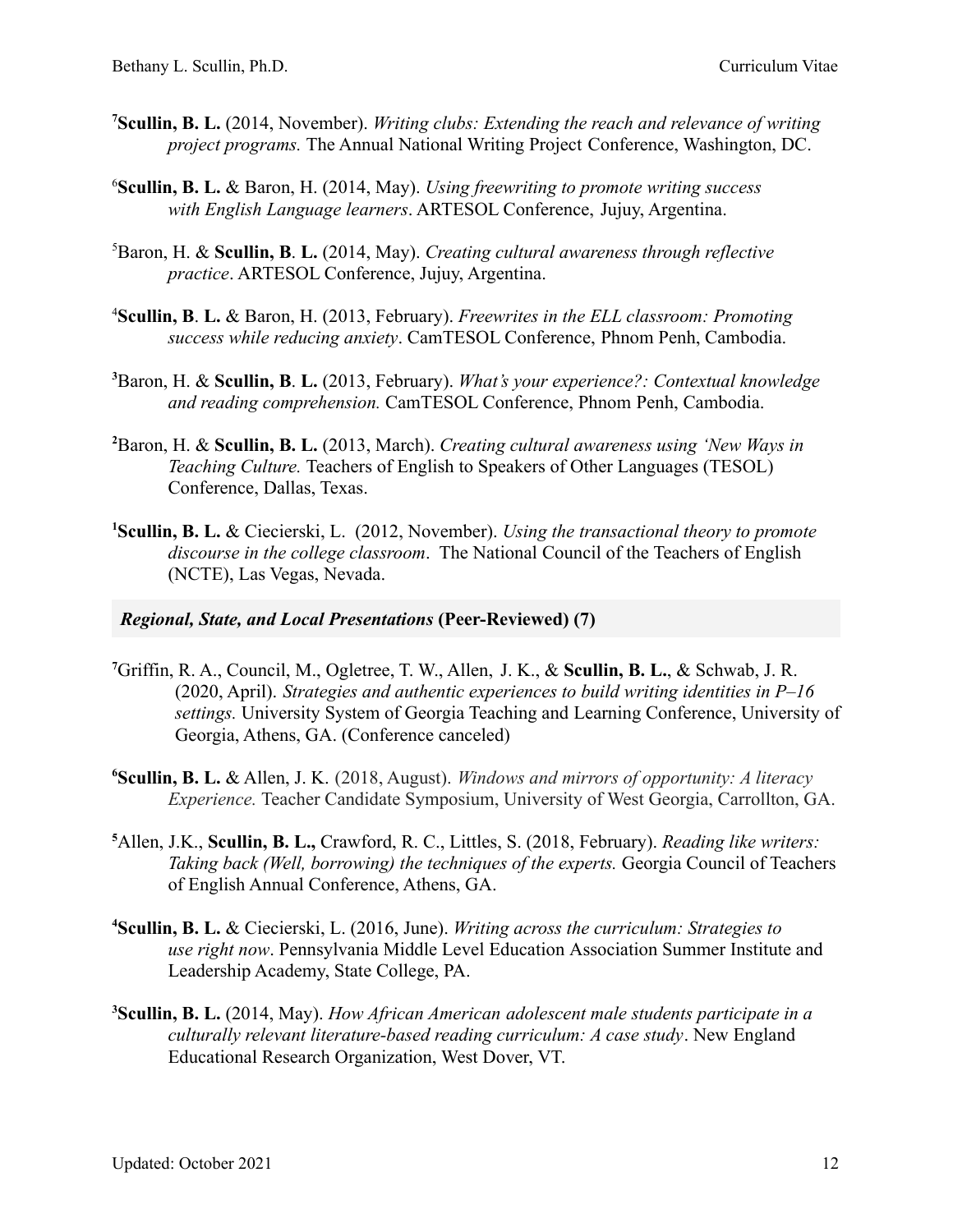[7]**Scullin, B. L.** (2014, November). *Writing clubs: Extending the reach and relevance of writing project programs.* The Annual National Writing Project Conference, Washington, DC.

[6]**Scullin, B. L.** & Baron, H. (2014, May). *Using freewriting to promote writing success with English Language learners*. ARTESOL Conference, Jujuy, Argentina.

[5]Baron, H. & **Scullin, B. L.** (2014, May). *Creating cultural awareness through reflective practice*. ARTESOL Conference, Jujuy, Argentina.

[4]**Scullin, B. L.** & Baron, H. (2013, February). *Freewrites in the ELL classroom: Promoting success while reducing anxiety*. CamTESOL Conference, Phnom Penh, Cambodia.

[3]Baron, H. & **Scullin, B. L.** (2013, February). *What's your experience?: Contextual knowledge and reading comprehension.* CamTESOL Conference, Phnom Penh, Cambodia.

[2]Baron, H. & **Scullin, B. L.** (2013, March). *Creating cultural awareness using 'New Ways in Teaching Culture.* Teachers of English to Speakers of Other Languages (TESOL) Conference, Dallas, Texas.

[1]**Scullin, B. L.** & Ciecierski, L. (2012, November). *Using the transactional theory to promote discourse in the college classroom*. The National Council of the Teachers of English (NCTE), Las Vegas, Nevada.

### *Regional, State, and Local Presentations* (Peer-Reviewed) (7)

[7]Griffin, R. A., Council, M., Ogletree, T. W., Allen, J. K., & **Scullin, B. L.**, & Schwab, J. R. (2020, April). *Strategies and authentic experiences to build writing identities in P–16 settings.* University System of Georgia Teaching and Learning Conference, University of Georgia, Athens, GA. (Conference canceled)

[6]**Scullin, B. L.** & Allen, J. K. (2018, August). *Windows and mirrors of opportunity: A literacy Experience.* Teacher Candidate Symposium, University of West Georgia, Carrollton, GA.

[5]Allen, J.K., **Scullin, B. L.,** Crawford, R. C., Littles, S. (2018, February). *Reading like writers: Taking back (Well, borrowing) the techniques of the experts.* Georgia Council of Teachers of English Annual Conference, Athens, GA.

[4]**Scullin, B. L.** & Ciecierski, L. (2016, June). *Writing across the curriculum: Strategies to use right now*. Pennsylvania Middle Level Education Association Summer Institute and Leadership Academy, State College, PA.

[3]**Scullin, B. L.** (2014, May). *How African American adolescent male students participate in a culturally relevant literature-based reading curriculum: A case study*. New England Educational Research Organization, West Dover, VT.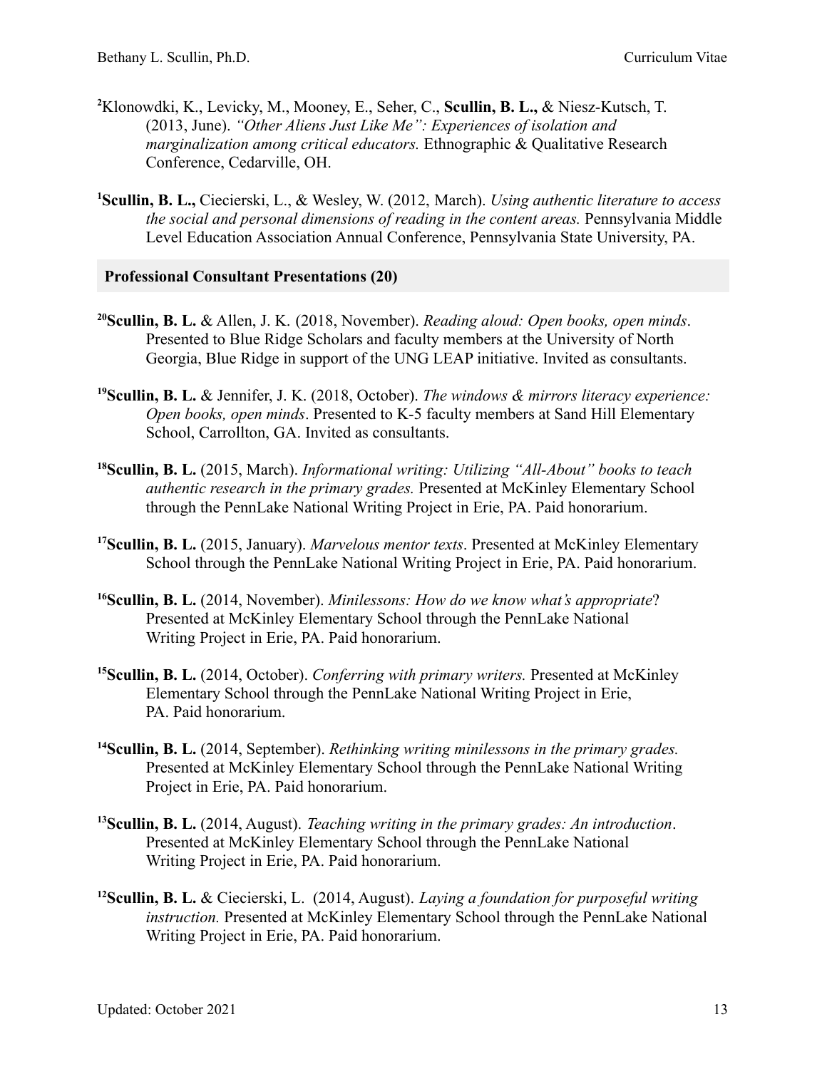[2]Klonowdki, K., Levicky, M., Mooney, E., Seher, C., **Scullin, B. L.,** & Niesz-Kutsch, T. (2013, June). *"Other Aliens Just Like Me": Experiences of isolation and marginalization among critical educators.* Ethnographic & Qualitative Research Conference, Cedarville, OH.

[1]**Scullin, B. L.,** Ciecierski, L., & Wesley, W. (2012, March). *Using authentic literature to access the social and personal dimensions of reading in the content areas.* Pennsylvania Middle Level Education Association Annual Conference, Pennsylvania State University, PA.

## Professional Consultant Presentations (20)

[20]**Scullin, B. L.** & Allen, J. K. (2018, November). *Reading aloud: Open books, open minds*. Presented to Blue Ridge Scholars and faculty members at the University of North Georgia, Blue Ridge in support of the UNG LEAP initiative. Invited as consultants.

[19]**Scullin, B. L.** & Jennifer, J. K. (2018, October). *The windows & mirrors literacy experience: Open books, open minds*. Presented to K-5 faculty members at Sand Hill Elementary School, Carrollton, GA. Invited as consultants.

[18]**Scullin, B. L.** (2015, March). *Informational writing: Utilizing "All-About" books to teach authentic research in the primary grades.* Presented at McKinley Elementary School through the PennLake National Writing Project in Erie, PA. Paid honorarium.

[17]**Scullin, B. L.** (2015, January). *Marvelous mentor texts*. Presented at McKinley Elementary School through the PennLake National Writing Project in Erie, PA. Paid honorarium.

[16]**Scullin, B. L.** (2014, November). *Minilessons: How do we know what's appropriate*? Presented at McKinley Elementary School through the PennLake National Writing Project in Erie, PA. Paid honorarium.

[15]**Scullin, B. L.** (2014, October). *Conferring with primary writers.* Presented at McKinley Elementary School through the PennLake National Writing Project in Erie, PA. Paid honorarium.

[14]**Scullin, B. L.** (2014, September). *Rethinking writing minilessons in the primary grades.* Presented at McKinley Elementary School through the PennLake National Writing Project in Erie, PA. Paid honorarium.

[13]**Scullin, B. L.** (2014, August). *Teaching writing in the primary grades: An introduction*. Presented at McKinley Elementary School through the PennLake National Writing Project in Erie, PA. Paid honorarium.

[12]**Scullin, B. L.** & Ciecierski, L. (2014, August). *Laying a foundation for purposeful writing instruction.* Presented at McKinley Elementary School through the PennLake National Writing Project in Erie, PA. Paid honorarium.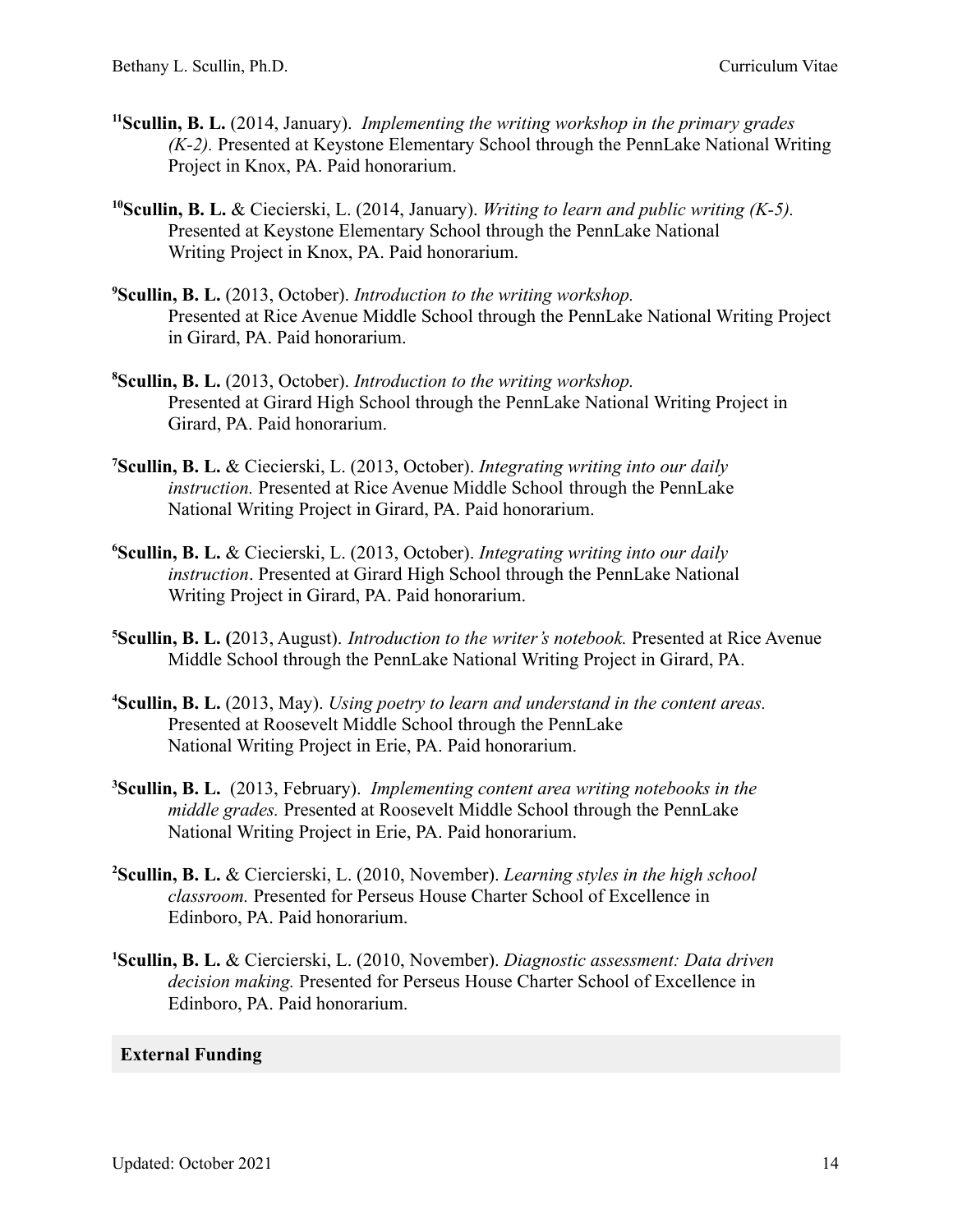[11]**Scullin, B. L.** (2014, January). *Implementing the writing workshop in the primary grades (K-2).* Presented at Keystone Elementary School through the PennLake National Writing Project in Knox, PA. Paid honorarium.

[10]**Scullin, B. L.** & Ciecierski, L. (2014, January). *Writing to learn and public writing (K-5).* Presented at Keystone Elementary School through the PennLake National Writing Project in Knox, PA. Paid honorarium.

[9]**Scullin, B. L.** (2013, October). *Introduction to the writing workshop.* Presented at Rice Avenue Middle School through the PennLake National Writing Project in Girard, PA. Paid honorarium.

[8]**Scullin, B. L.** (2013, October). *Introduction to the writing workshop.* Presented at Girard High School through the PennLake National Writing Project in Girard, PA. Paid honorarium.

[7]**Scullin, B. L.** & Ciecierski, L. (2013, October). *Integrating writing into our daily instruction.* Presented at Rice Avenue Middle School through the PennLake National Writing Project in Girard, PA. Paid honorarium.

[6]**Scullin, B. L.** & Ciecierski, L. (2013, October). *Integrating writing into our daily instruction*. Presented at Girard High School through the PennLake National Writing Project in Girard, PA. Paid honorarium.

[5]**Scullin, B. L. (**2013, August). *Introduction to the writer's notebook.* Presented at Rice Avenue Middle School through the PennLake National Writing Project in Girard, PA.

[4]**Scullin, B. L.** (2013, May). *Using poetry to learn and understand in the content areas.* Presented at Roosevelt Middle School through the PennLake National Writing Project in Erie, PA. Paid honorarium.

[3]**Scullin, B. L.** (2013, February). *Implementing content area writing notebooks in the middle grades.* Presented at Roosevelt Middle School through the PennLake National Writing Project in Erie, PA. Paid honorarium.

[2]**Scullin, B. L.** & Ciercierski, L. (2010, November). *Learning styles in the high school classroom.* Presented for Perseus House Charter School of Excellence in Edinboro, PA. Paid honorarium.

[1]**Scullin, B. L.** & Ciercierski, L. (2010, November). *Diagnostic assessment: Data driven decision making.* Presented for Perseus House Charter School of Excellence in Edinboro, PA. Paid honorarium.

## External Funding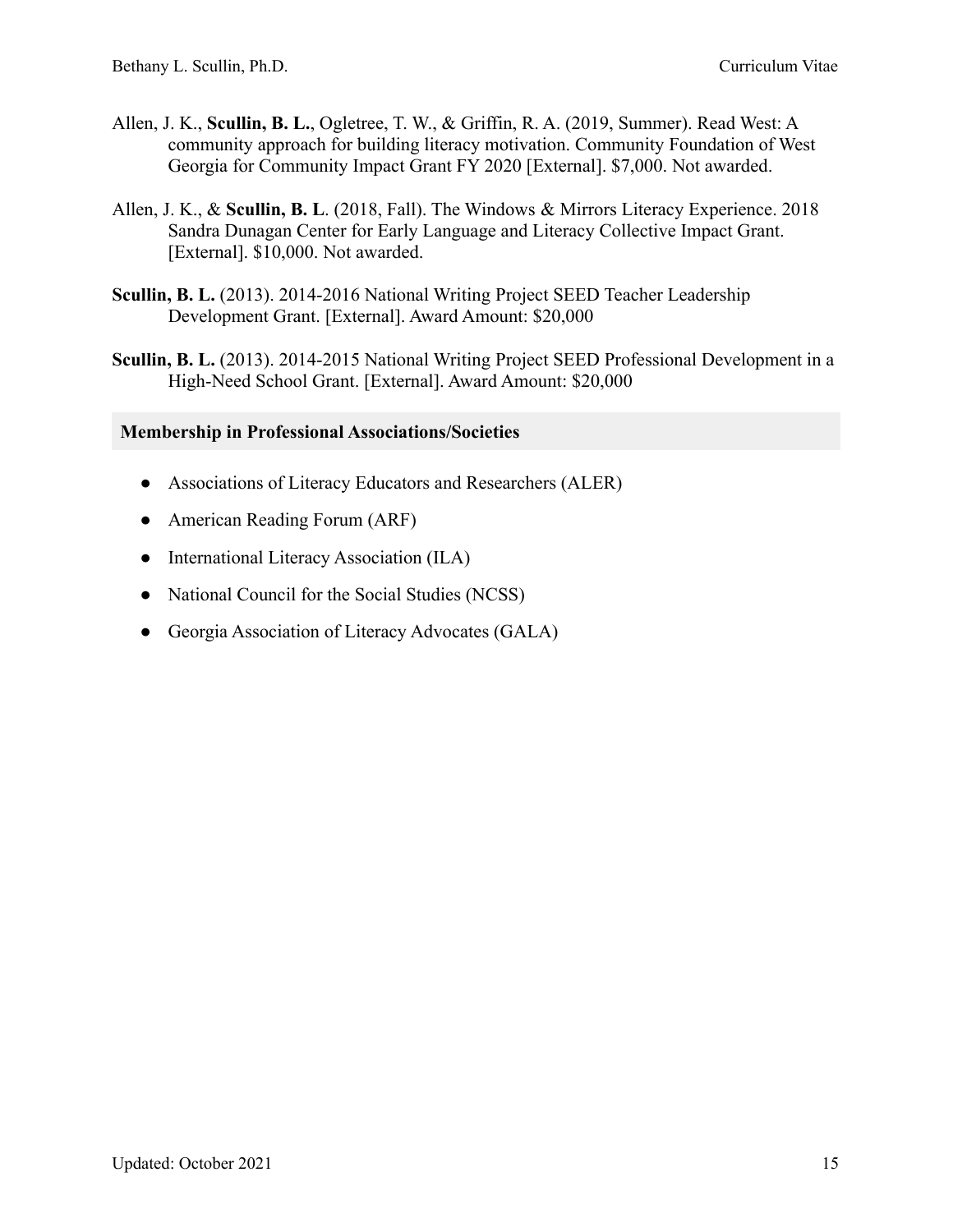Allen, J. K., **Scullin, B. L.**, Ogletree, T. W., & Griffin, R. A. (2019, Summer). Read West: A community approach for building literacy motivation. Community Foundation of West Georgia for Community Impact Grant FY 2020 [External]. $7,000. Not awarded.

Allen, J. K., & **Scullin, B. L**. (2018, Fall). The Windows & Mirrors Literacy Experience. 2018 Sandra Dunagan Center for Early Language and Literacy Collective Impact Grant. [External]. $10,000. Not awarded.

**Scullin, B. L.** (2013). 2014-2016 National Writing Project SEED Teacher Leadership Development Grant. [External]. Award Amount: $20,000

**Scullin, B. L.** (2013). 2014-2015 National Writing Project SEED Professional Development in a High-Need School Grant. [External]. Award Amount: $20,000

## Membership in Professional Associations/Societies

- Associations of Literacy Educators and Researchers (ALER)
- American Reading Forum (ARF)
- International Literacy Association (ILA)
- National Council for the Social Studies (NCSS)
- Georgia Association of Literacy Advocates (GALA)